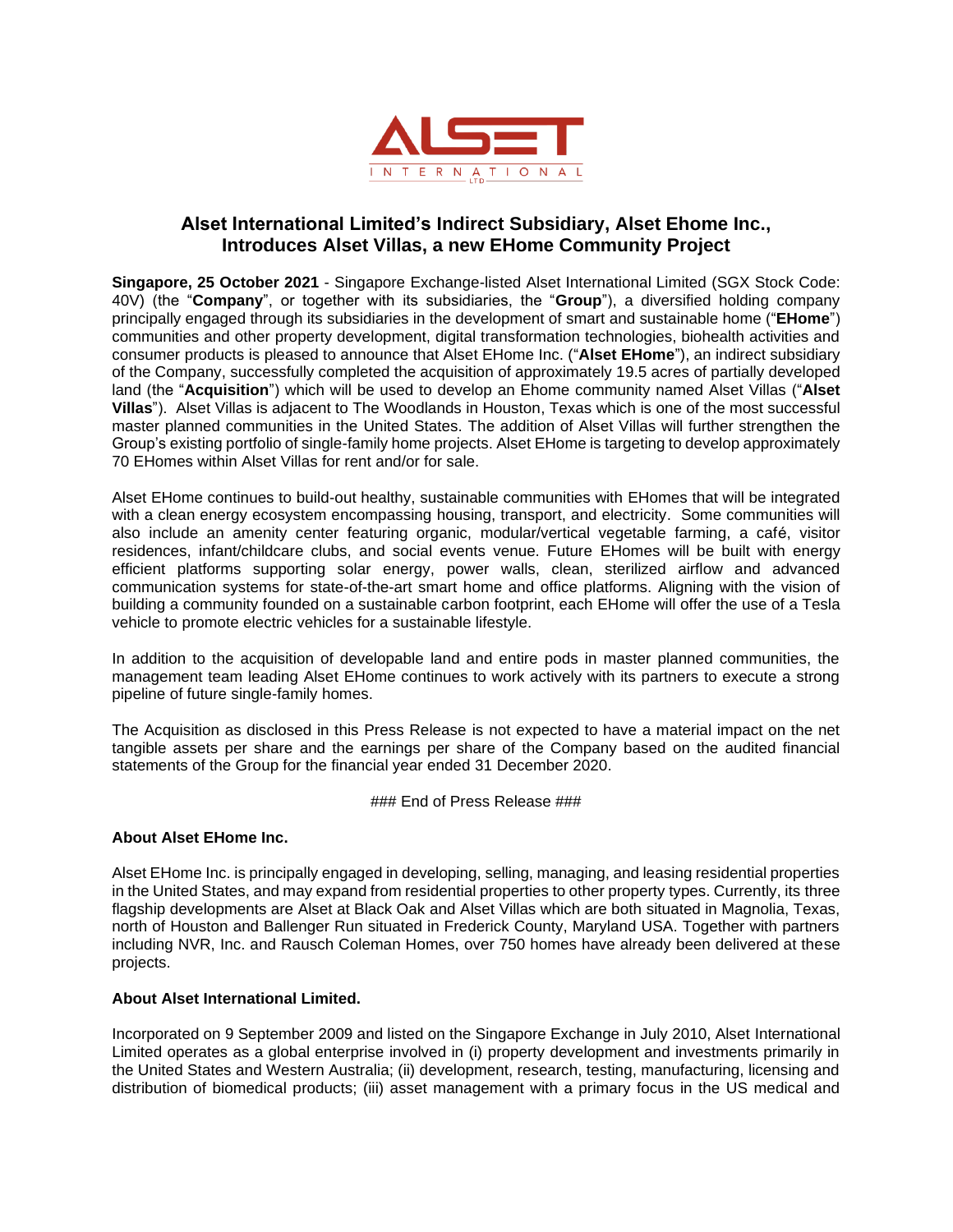# Alset International Limited's Indirect Subsidiary, Alset Ehome Inc., Introduces Alset Villas, a new EHome Community Project

**Singapore, 25 October 2021** - Singapore Exchange-listed Alset International Limited (SGX Stock Code: 40V) (the "**Company**", or together with its subsidiaries, the "**Group**"), a diversified holding company principally engaged through its subsidiaries in the development of smart and sustainable home ("**EHome**") communities and other property development, digital transformation technologies, biohealth activities and consumer products is pleased to announce that Alset EHome Inc. ("**Alset EHome**"), an indirect subsidiary of the Company, successfully completed the acquisition of approximately 19.5 acres of partially developed land (the "**Acquisition**") which will be used to develop an Ehome community named Alset Villas ("**Alset Villas**"). Alset Villas is adjacent to The Woodlands in Houston, Texas which is one of the most successful master planned communities in the United States. The addition of Alset Villas will further strengthen the Group's existing portfolio of single-family home projects. Alset EHome is targeting to develop approximately 70 EHomes within Alset Villas for rent and/or for sale.

Alset EHome continues to build-out healthy, sustainable communities with EHomes that will be integrated with a clean energy ecosystem encompassing housing, transport, and electricity. Some communities will also include an amenity center featuring organic, modular/vertical vegetable farming, a café, visitor residences, infant/childcare clubs, and social events venue. Future EHomes will be built with energy efficient platforms supporting solar energy, power walls, clean, sterilized airflow and advanced communication systems for state-of-the-art smart home and office platforms. Aligning with the vision of building a community founded on a sustainable carbon footprint, each EHome will offer the use of a Tesla vehicle to promote electric vehicles for a sustainable lifestyle.

In addition to the acquisition of developable land and entire pods in master planned communities, the management team leading Alset EHome continues to work actively with its partners to execute a strong pipeline of future single-family homes.

The Acquisition as disclosed in this Press Release is not expected to have a material impact on the net tangible assets per share and the earnings per share of the Company based on the audited financial statements of the Group for the financial year ended 31 December 2020.

### End of Press Release ###

**About Alset EHome Inc.**

Alset EHome Inc. is principally engaged in developing, selling, managing, and leasing residential properties in the United States, and may expand from residential properties to other property types. Currently, its three flagship developments are Alset at Black Oak and Alset Villas which are both situated in Magnolia, Texas, north of Houston and Ballenger Run situated in Frederick County, Maryland USA. Together with partners including NVR, Inc. and Rausch Coleman Homes, over 750 homes have already been delivered at these projects.

**About Alset International Limited.**

Incorporated on 9 September 2009 and listed on the Singapore Exchange in July 2010, Alset International Limited operates as a global enterprise involved in (i) property development and investments primarily in the United States and Western Australia; (ii) development, research, testing, manufacturing, licensing and distribution of biomedical products; (iii) asset management with a primary focus in the US medical and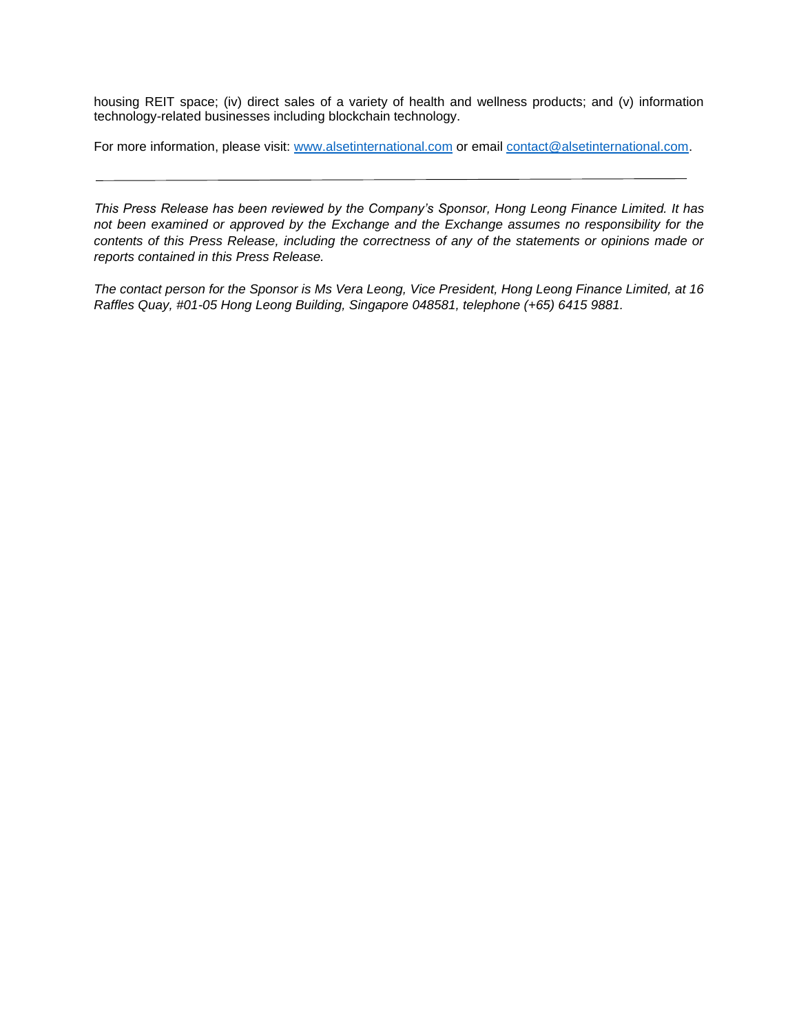housing REIT space; (iv) direct sales of a variety of health and wellness products; and (v) information technology-related businesses including blockchain technology.

For more information, please visit: www.alsetinternational.com or email contact@alsetinternational.com.

---

*This Press Release has been reviewed by the Company's Sponsor, Hong Leong Finance Limited. It has not been examined or approved by the Exchange and the Exchange assumes no responsibility for the contents of this Press Release, including the correctness of any of the statements or opinions made or reports contained in this Press Release.*

*The contact person for the Sponsor is Ms Vera Leong, Vice President, Hong Leong Finance Limited, at 16 Raffles Quay, #01-05 Hong Leong Building, Singapore 048581, telephone (+65) 6415 9881.*